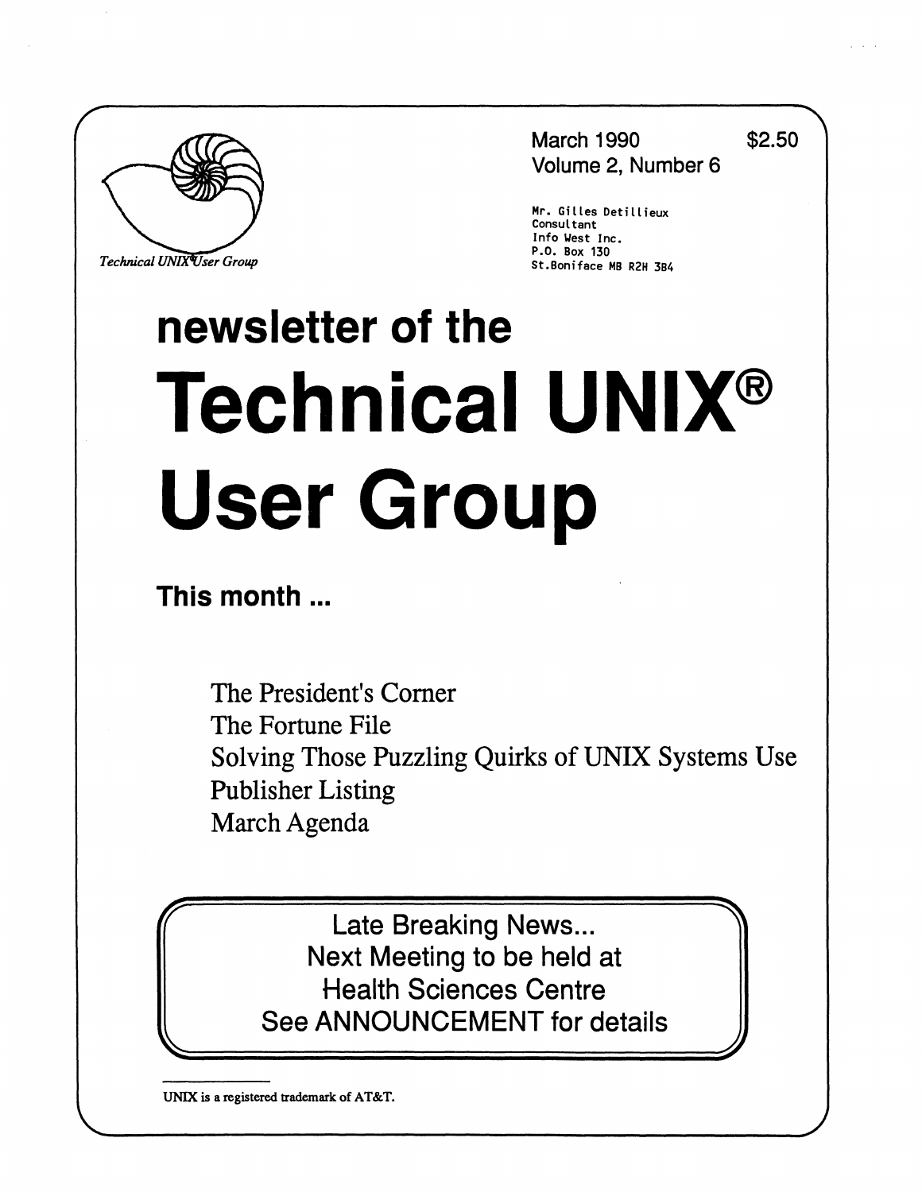Technical UNIX User Group

March 1990 $2.50
Volume 2, Number 6

Mr. Gilles Detillieux
Consultant
Info West Inc.
P.O. Box 130
St.Boniface MB R2H 3B4

# newsletter of the

# Technical UNIX® User Group

## This month ...

- The President's Corner
- The Fortune File
- Solving Those Puzzling Quirks of UNIX Systems Use
- Publisher Listing
- March Agenda

> Late Breaking News...
> Next Meeting to be held at
> Health Sciences Centre
> See ANNOUNCEMENT for details

UNIX is a registered trademark of AT&T.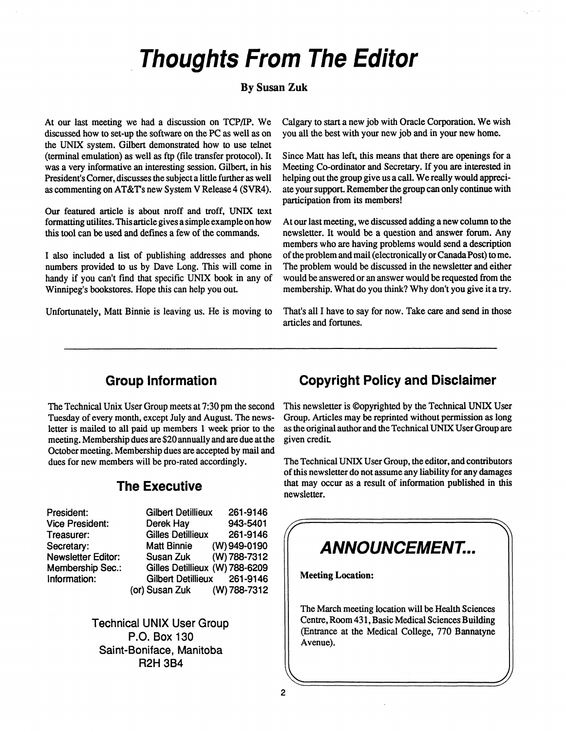# Thoughts From The Editor

**By Susan Zuk**

At our last meeting we had a discussion on TCP/IP. We discussed how to set-up the software on the PC as well as on the UNIX system. Gilbert demonstrated how to use telnet (terminal emulation) as well as ftp (file transfer protocol). It was a very informative an interesting session. Gilbert, in his President's Corner, discusses the subject a little further as well as commenting on AT&T's new System V Release 4 (SVR4).

Our featured article is about nroff and troff, UNIX text formatting utilites. This article gives a simple example on how this tool can be used and defines a few of the commands.

I also included a list of publishing addresses and phone numbers provided to us by Dave Long. This will come in handy if you can't find that specific UNIX book in any of Winnipeg's bookstores. Hope this can help you out.

Unfortunately, Matt Binnie is leaving us. He is moving to Calgary to start a new job with Oracle Corporation. We wish you all the best with your new job and in your new home.

Since Matt has left, this means that there are openings for a Meeting Co-ordinator and Secretary. If you are interested in helping out the group give us a call. We really would appreciate your support. Remember the group can only continue with participation from its members!

At our last meeting, we discussed adding a new column to the newsletter. It would be a question and answer forum. Any members who are having problems would send a description of the problem and mail (electronically or Canada Post) to me. The problem would be discussed in the newsletter and either would be answered or an answer would be requested from the membership. What do you think? Why don't you give it a try.

That's all I have to say for now. Take care and send in those articles and fortunes.

---

## Group Information

The Technical Unix User Group meets at 7:30 pm the second Tuesday of every month, except July and August. The newsletter is mailed to all paid up members 1 week prior to the meeting. Membership dues are $20 annually and are due at the October meeting. Membership dues are accepted by mail and dues for new members will be pro-rated accordingly.

## The Executive

| | | |
|---|---|---|
| President: | Gilbert Detillieux | 261-9146 |
| Vice President: | Derek Hay | 943-5401 |
| Treasurer: | Gilles Detillieux | 261-9146 |
| Secretary: | Matt Binnie | (W) 949-0190 |
| Newsletter Editor: | Susan Zuk | (W) 788-7312 |
| Membership Sec.: | Gilles Detillieux | (W) 788-6209 |
| Information: | Gilbert Detillieux | 261-9146 |
| | (or) Susan Zuk | (W) 788-7312 |

Technical UNIX User Group
P.O. Box 130
Saint-Boniface, Manitoba
R2H 3B4

## Copyright Policy and Disclaimer

This newsletter is ©opyrighted by the Technical UNIX User Group. Articles may be reprinted without permission as long as the original author and the Technical UNIX User Group are given credit.

The Technical UNIX User Group, the editor, and contributors of this newsletter do not assume any liability for any damages that may occur as a result of information published in this newsletter.

## ANNOUNCEMENT...

**Meeting Location:**

The March meeting location will be Health Sciences Centre, Room 431, Basic Medical Sciences Building (Entrance at the Medical College, 770 Bannatyne Avenue).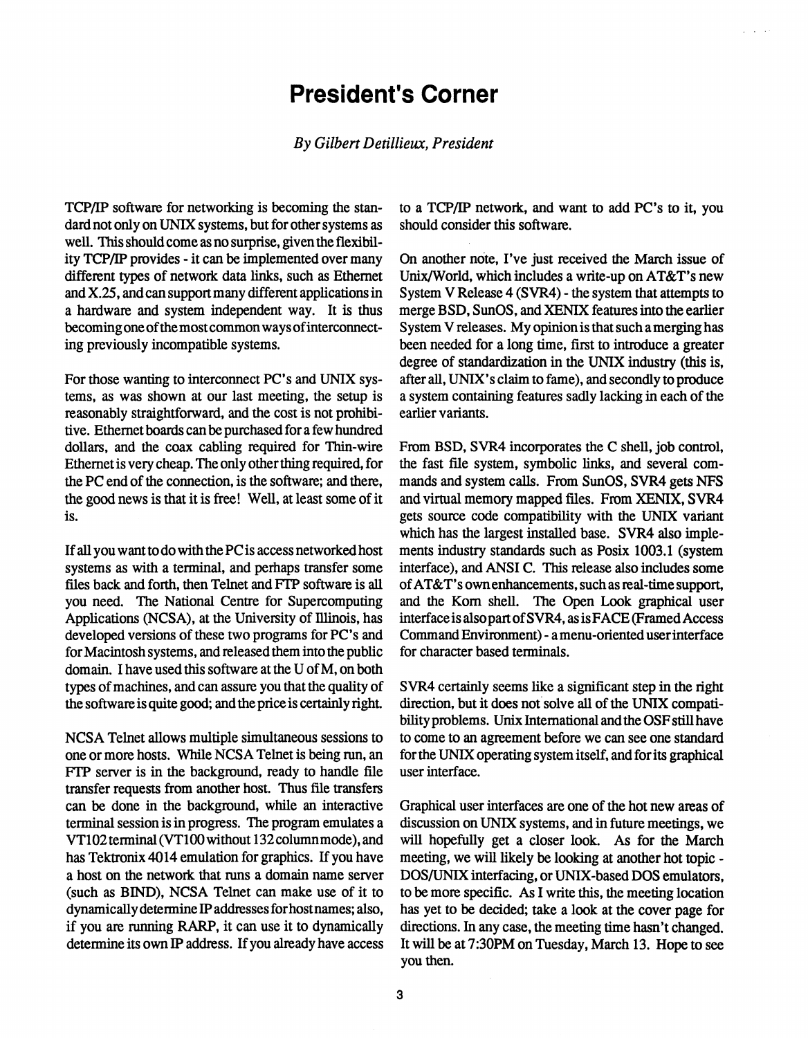# President's Corner

*By Gilbert Detillieux, President*

TCP/IP software for networking is becoming the standard not only on UNIX systems, but for other systems as well. This should come as no surprise, given the flexibility TCP/IP provides - it can be implemented over many different types of network data links, such as Ethernet and X.25, and can support many different applications in a hardware and system independent way. It is thus becoming one of the most common ways of interconnecting previously incompatible systems.

For those wanting to interconnect PC's and UNIX systems, as was shown at our last meeting, the setup is reasonably straightforward, and the cost is not prohibitive. Ethernet boards can be purchased for a few hundred dollars, and the coax cabling required for Thin-wire Ethernet is very cheap. The only other thing required, for the PC end of the connection, is the software; and there, the good news is that it is free! Well, at least some of it is.

If all you want to do with the PC is access networked host systems as with a terminal, and perhaps transfer some files back and forth, then Telnet and FTP software is all you need. The National Centre for Supercomputing Applications (NCSA), at the University of Illinois, has developed versions of these two programs for PC's and for Macintosh systems, and released them into the public domain. I have used this software at the U of M, on both types of machines, and can assure you that the quality of the software is quite good; and the price is certainly right.

NCSA Telnet allows multiple simultaneous sessions to one or more hosts. While NCSA Telnet is being run, an FTP server is in the background, ready to handle file transfer requests from another host. Thus file transfers can be done in the background, while an interactive terminal session is in progress. The program emulates a VT102 terminal (VT100 without 132 column mode), and has Tektronix 4014 emulation for graphics. If you have a host on the network that runs a domain name server (such as BIND), NCSA Telnet can make use of it to dynamically determine IP addresses for host names; also, if you are running RARP, it can use it to dynamically determine its own IP address. If you already have access to a TCP/IP network, and want to add PC's to it, you should consider this software.

On another note, I've just received the March issue of Unix/World, which includes a write-up on AT&T's new System V Release 4 (SVR4) - the system that attempts to merge BSD, SunOS, and XENIX features into the earlier System V releases. My opinion is that such a merging has been needed for a long time, first to introduce a greater degree of standardization in the UNIX industry (this is, after all, UNIX's claim to fame), and secondly to produce a system containing features sadly lacking in each of the earlier variants.

From BSD, SVR4 incorporates the C shell, job control, the fast file system, symbolic links, and several commands and system calls. From SunOS, SVR4 gets NFS and virtual memory mapped files. From XENIX, SVR4 gets source code compatibility with the UNIX variant which has the largest installed base. SVR4 also implements industry standards such as Posix 1003.1 (system interface), and ANSI C. This release also includes some of AT&T's own enhancements, such as real-time support, and the Korn shell. The Open Look graphical user interface is also part of SVR4, as is FACE (Framed Access Command Environment) - a menu-oriented user interface for character based terminals.

SVR4 certainly seems like a significant step in the right direction, but it does not solve all of the UNIX compatibility problems. Unix International and the OSF still have to come to an agreement before we can see one standard for the UNIX operating system itself, and for its graphical user interface.

Graphical user interfaces are one of the hot new areas of discussion on UNIX systems, and in future meetings, we will hopefully get a closer look. As for the March meeting, we will likely be looking at another hot topic - DOS/UNIX interfacing, or UNIX-based DOS emulators, to be more specific. As I write this, the meeting location has yet to be decided; take a look at the cover page for directions. In any case, the meeting time hasn't changed. It will be at 7:30PM on Tuesday, March 13. Hope to see you then.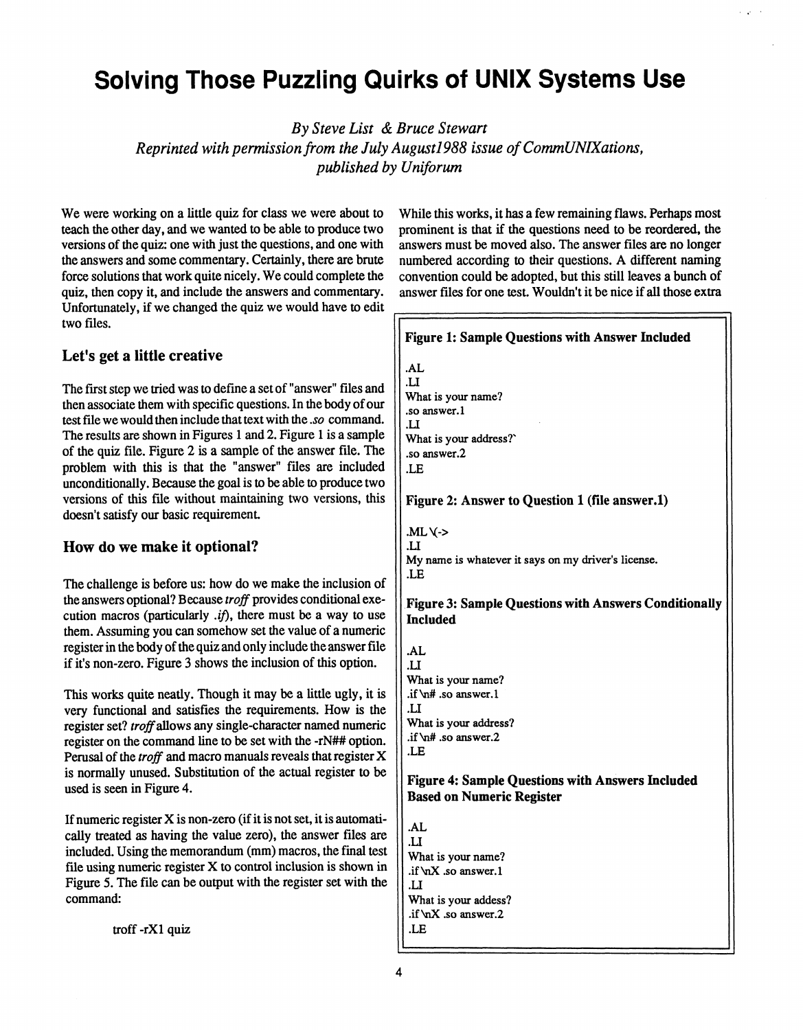# Solving Those Puzzling Quirks of UNIX Systems Use

*By Steve List & Bruce Stewart*
*Reprinted with permission from the July August1988 issue of CommUNIXations, published by Uniforum*

We were working on a little quiz for class we were about to teach the other day, and we wanted to be able to produce two versions of the quiz: one with just the questions, and one with the answers and some commentary. Certainly, there are brute force solutions that work quite nicely. We could complete the quiz, then copy it, and include the answers and commentary. Unfortunately, if we changed the quiz we would have to edit two files.

### Let's get a little creative

The first step we tried was to define a set of "answer" files and then associate them with specific questions. In the body of our test file we would then include that text with the *.so* command. The results are shown in Figures 1 and 2. Figure 1 is a sample of the quiz file. Figure 2 is a sample of the answer file. The problem with this is that the "answer" files are included unconditionally. Because the goal is to be able to produce two versions of this file without maintaining two versions, this doesn't satisfy our basic requirement.

### How do we make it optional?

The challenge is before us: how do we make the inclusion of the answers optional? Because *troff* provides conditional execution macros (particularly *.if*), there must be a way to use them. Assuming you can somehow set the value of a numeric register in the body of the quiz and only include the answer file if it's non-zero. Figure 3 shows the inclusion of this option.

This works quite neatly. Though it may be a little ugly, it is very functional and satisfies the requirements. How is the register set? *troff* allows any single-character named numeric register on the command line to be set with the -rN## option. Perusal of the *troff* and macro manuals reveals that register X is normally unused. Substitution of the actual register to be used is seen in Figure 4.

If numeric register X is non-zero (if it is not set, it is automatically treated as having the value zero), the answer files are included. Using the memorandum (mm) macros, the final test file using numeric register X to control inclusion is shown in Figure 5. The file can be output with the register set with the command:

```
troff -rX1 quiz
```

While this works, it has a few remaining flaws. Perhaps most prominent is that if the questions need to be reordered, the answers must be moved also. The answer files are no longer numbered according to their questions. A different naming convention could be adopted, but this still leaves a bunch of answer files for one test. Wouldn't it be nice if all those extra

**Figure 1: Sample Questions with Answer Included**

```
.AL
.LI
What is your name?
.so answer.1
.LI
What is your address?`
.so answer.2
.LE
```

**Figure 2: Answer to Question 1 (file answer.1)**

```
.ML \(->
.LI
My name is whatever it says on my driver's license.
.LE
```

**Figure 3: Sample Questions with Answers Conditionally Included**

```
.AL
.LI
What is your name?
.if \n# .so answer.1
.LI
What is your address?
.if \n# .so answer.2
.LE
```

**Figure 4: Sample Questions with Answers Included Based on Numeric Register**

```
.AL
.LI
What is your name?
.if \nX .so answer.1
.LI
What is your addess?
.if \nX .so answer.2
.LE
```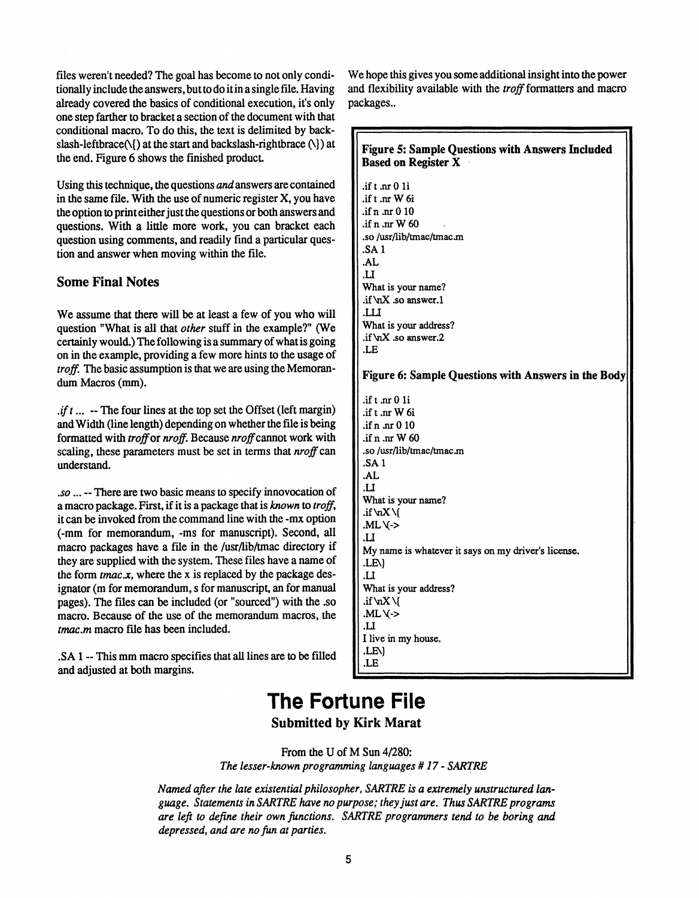files weren't needed? The goal has become to not only conditionally include the answers, but to do it in a single file. Having already covered the basics of conditional execution, it's only one step farther to bracket a section of the document with that conditional macro. To do this, the text is delimited by backslash-leftbrace(\{) at the start and backslash-rightbrace (\}) at the end. Figure 6 shows the finished product.

Using this technique, the questions *and* answers are contained in the same file. With the use of numeric register X, you have the option to print either just the questions or both answers and questions. With a little more work, you can bracket each question using comments, and readily find a particular question and answer when moving within the file.

### Some Final Notes

We assume that there will be at least a few of you who will question "What is all that *other* stuff in the example?" (We certainly would.) The following is a summary of what is going on in the example, providing a few more hints to the usage of *troff.* The basic assumption is that we are using the Memorandum Macros (mm).

*.if t ...* -- The four lines at the top set the Offset (left margin) and Width (line length) depending on whether the file is being formatted with *troff* or *nroff.* Because *nroff* cannot work with scaling, these parameters must be set in terms that *nroff* can understand.

*.so ...* -- There are two basic means to specify innovocation of a macro package. First, if it is a package that is *known* to *troff,* it can be invoked from the command line with the -mx option (-mm for memorandum, -ms for manuscript). Second, all macro packages have a file in the /usr/lib/tmac directory if they are supplied with the system. These files have a name of the form *tmac.x,* where the x is replaced by the package designator (m for memorandum, s for manuscript, an for manual pages). The files can be included (or "sourced") with the .so macro. Because of the use of the memorandum macros, the *tmac.m* macro file has been included.

.SA 1 -- This mm macro specifies that all lines are to be filled and adjusted at both margins.

We hope this gives you some additional insight into the power and flexibility available with the *troff* formatters and macro packages..

**Figure 5: Sample Questions with Answers Included Based on Register X**

```
.if t .nr 0 1i
.if t .nr W 6i
.if n .nr 0 10
.if n .nr W 60
.so /usr/lib/tmac/tmac.m
.SA 1
.AL
.LI
What is your name?
.if \nX .so answer.1
.LLI
What is your address?
.if \nX .so answer.2
.LE
```

**Figure 6: Sample Questions with Answers in the Body**

```
.if t .nr 0 1i
.if t .nr W 6i
.if n .nr 0 10
.if n .nr W 60
.so /usr/lib/tmac/tmac.m
.SA 1
.AL
.LI
What is your name?
.if \nX \{
.ML \(->
.LI
My name is whatever it says on my driver's license.
.LE\}
.LI
What is your address?
.if \nX \{
.ML \(->
.LI
I live in my house.
.LE\}
.LE
```

# The Fortune File

**Submitted by Kirk Marat**

From the U of M Sun 4/280:
*The lesser-known programming languages # 17 - SARTRE*

*Named after the late existential philosopher, SARTRE is a extremely unstructured language. Statements in SARTRE have no purpose; they just are. Thus SARTRE programs are left to define their own functions. SARTRE programmers tend to be boring and depressed, and are no fun at parties.*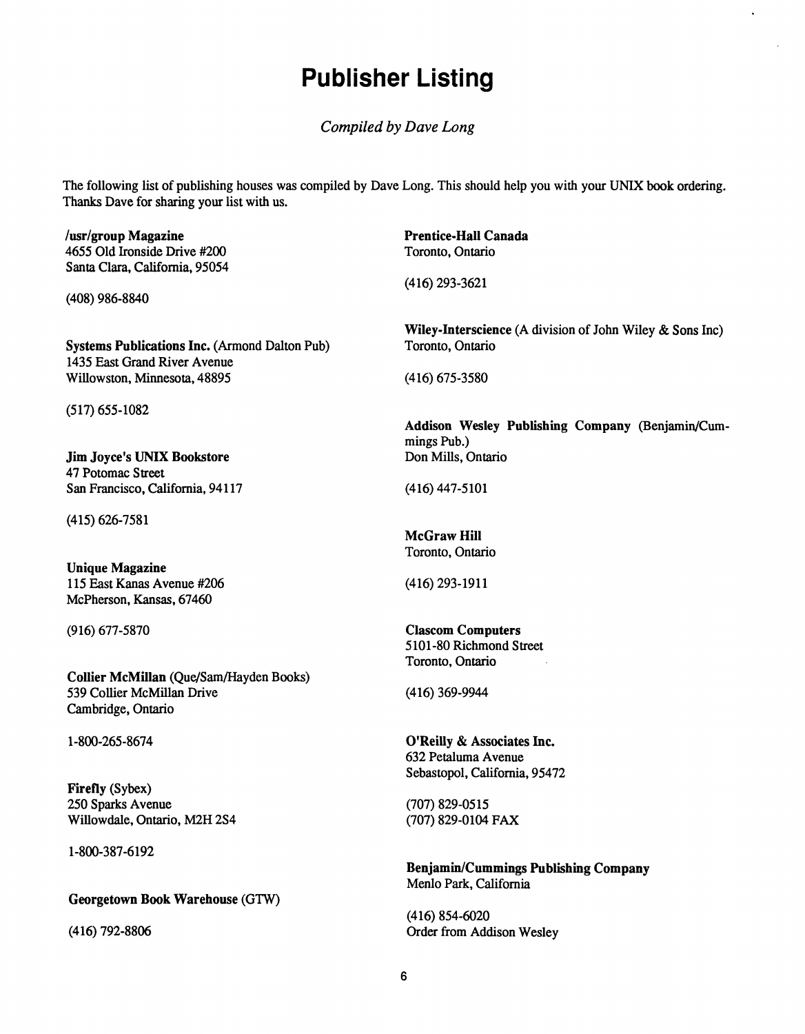# Publisher Listing

*Compiled by Dave Long*

The following list of publishing houses was compiled by Dave Long. This should help you with your UNIX book ordering. Thanks Dave for sharing your list with us.

**/usr/group Magazine**
4655 Old Ironside Drive #200
Santa Clara, California, 95054

(408) 986-8840

**Systems Publications Inc.** (Armond Dalton Pub)
1435 East Grand River Avenue
Willowston, Minnesota, 48895

(517) 655-1082

**Jim Joyce's UNIX Bookstore**
47 Potomac Street
San Francisco, California, 94117

(415) 626-7581

**Unique Magazine**
115 East Kanas Avenue #206
McPherson, Kansas, 67460

(916) 677-5870

**Collier McMillan** (Que/Sam/Hayden Books)
539 Collier McMillan Drive
Cambridge, Ontario

1-800-265-8674

**Firefly** (Sybex)
250 Sparks Avenue
Willowdale, Ontario, M2H 2S4

1-800-387-6192

**Georgetown Book Warehouse** (GTW)

(416) 792-8806

**Prentice-Hall Canada**
Toronto, Ontario

(416) 293-3621

**Wiley-Interscience** (A division of John Wiley & Sons Inc)
Toronto, Ontario

(416) 675-3580

**Addison Wesley Publishing Company** (Benjamin/Cummings Pub.)
Don Mills, Ontario

(416) 447-5101

**McGraw Hill**
Toronto, Ontario

(416) 293-1911

**Clascom Computers**
5101-80 Richmond Street
Toronto, Ontario

(416) 369-9944

**O'Reilly & Associates Inc.**
632 Petaluma Avenue
Sebastopol, California, 95472

(707) 829-0515
(707) 829-0104 FAX

**Benjamin/Cummings Publishing Company**
Menlo Park, California

(416) 854-6020
Order from Addison Wesley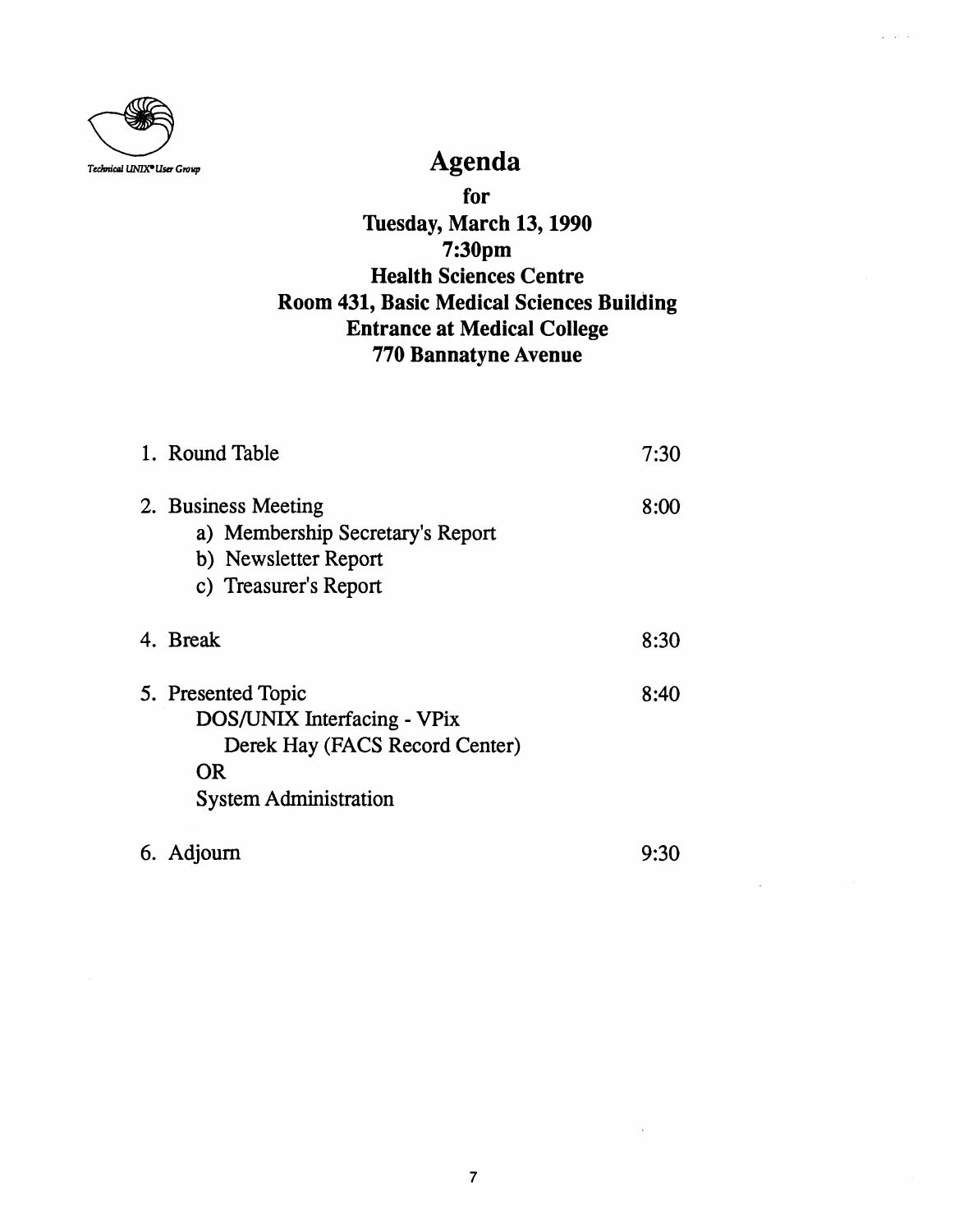Technical UNIX® User Group

# Agenda

## for

## Tuesday, March 13, 1990

## 7:30pm

## Health Sciences Centre

## Room 431, Basic Medical Sciences Building

## Entrance at Medical College

## 770 Bannatyne Avenue

| | |
|---|---|
| 1. Round Table | 7:30 |
| 2. Business Meeting<br>a) Membership Secretary's Report<br>b) Newsletter Report<br>c) Treasurer's Report | 8:00 |
| 4. Break | 8:30 |
| 5. Presented Topic<br>DOS/UNIX Interfacing - VPix<br>Derek Hay (FACS Record Center)<br>OR<br>System Administration | 8:40 |
| 6. Adjourn | 9:30 |